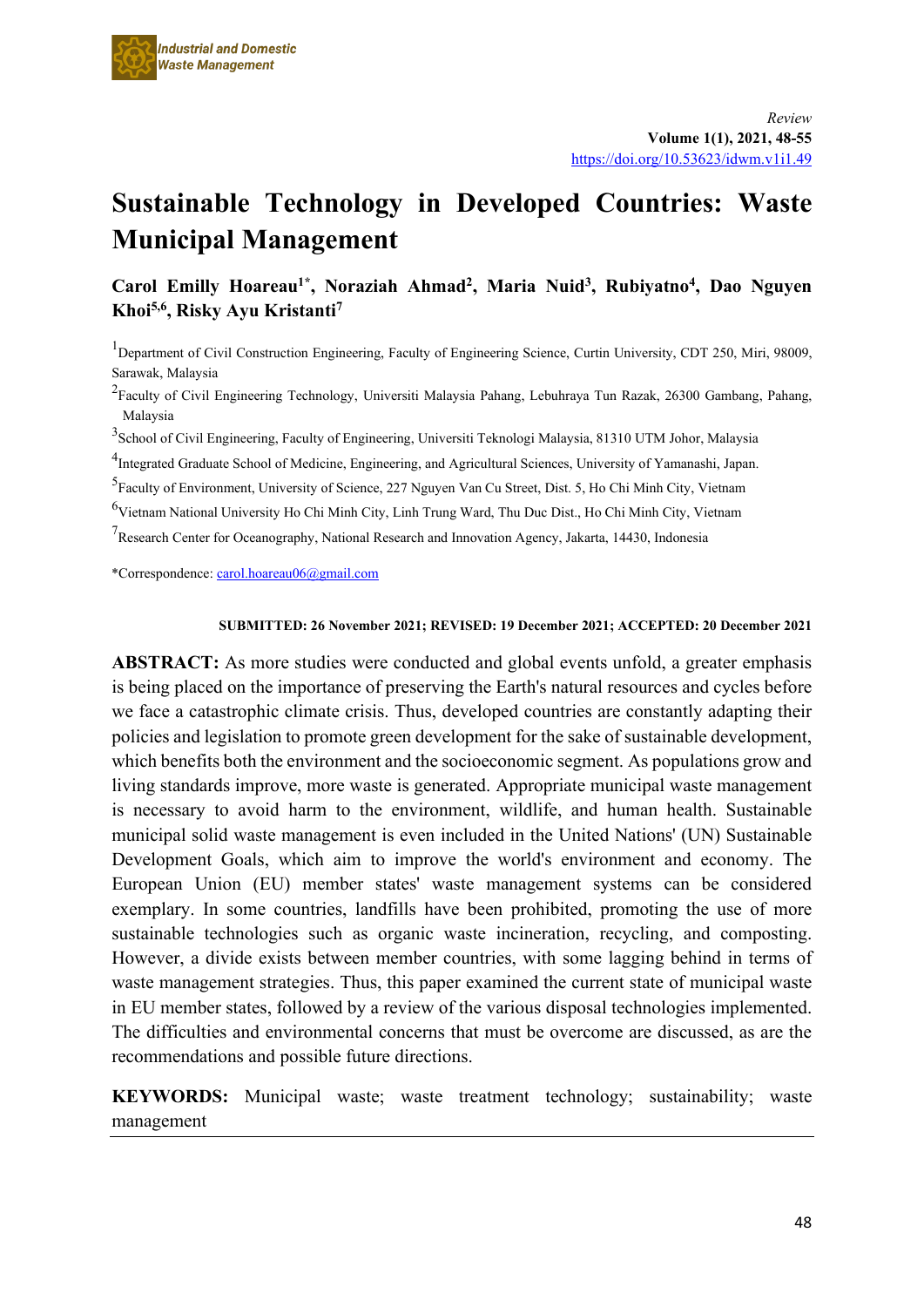*Review*

# Sustainable Technology in Developed Countries: Waste Municipal Management

**Carol Emilly Hoareau[1*], Noraziah Ahmad[2], Maria Nuid[3], Rubiyatno[4], Dao Nguyen Khoi[5,6], Risky Ayu Kristanti[7]**

[1]Department of Civil Construction Engineering, Faculty of Engineering Science, Curtin University, CDT 250, Miri, 98009, Sarawak, Malaysia

[2]Faculty of Civil Engineering Technology, Universiti Malaysia Pahang, Lebuhraya Tun Razak, 26300 Gambang, Pahang, Malaysia

[3]School of Civil Engineering, Faculty of Engineering, Universiti Teknologi Malaysia, 81310 UTM Johor, Malaysia

[4]Integrated Graduate School of Medicine, Engineering, and Agricultural Sciences, University of Yamanashi, Japan.

[5]Faculty of Environment, University of Science, 227 Nguyen Van Cu Street, Dist. 5, Ho Chi Minh City, Vietnam

[6]Vietnam National University Ho Chi Minh City, Linh Trung Ward, Thu Duc Dist., Ho Chi Minh City, Vietnam

[7]Research Center for Oceanography, National Research and Innovation Agency, Jakarta, 14430, Indonesia

*Correspondence: carol.hoareau06@gmail.com

**SUBMITTED: 26 November 2021; REVISED: 19 December 2021; ACCEPTED: 20 December 2021**

**ABSTRACT:** As more studies were conducted and global events unfold, a greater emphasis is being placed on the importance of preserving the Earth's natural resources and cycles before we face a catastrophic climate crisis. Thus, developed countries are constantly adapting their policies and legislation to promote green development for the sake of sustainable development, which benefits both the environment and the socioeconomic segment. As populations grow and living standards improve, more waste is generated. Appropriate municipal waste management is necessary to avoid harm to the environment, wildlife, and human health. Sustainable municipal solid waste management is even included in the United Nations' (UN) Sustainable Development Goals, which aim to improve the world's environment and economy. The European Union (EU) member states' waste management systems can be considered exemplary. In some countries, landfills have been prohibited, promoting the use of more sustainable technologies such as organic waste incineration, recycling, and composting. However, a divide exists between member countries, with some lagging behind in terms of waste management strategies. Thus, this paper examined the current state of municipal waste in EU member states, followed by a review of the various disposal technologies implemented. The difficulties and environmental concerns that must be overcome are discussed, as are the recommendations and possible future directions.

**KEYWORDS:** Municipal waste; waste treatment technology; sustainability; waste management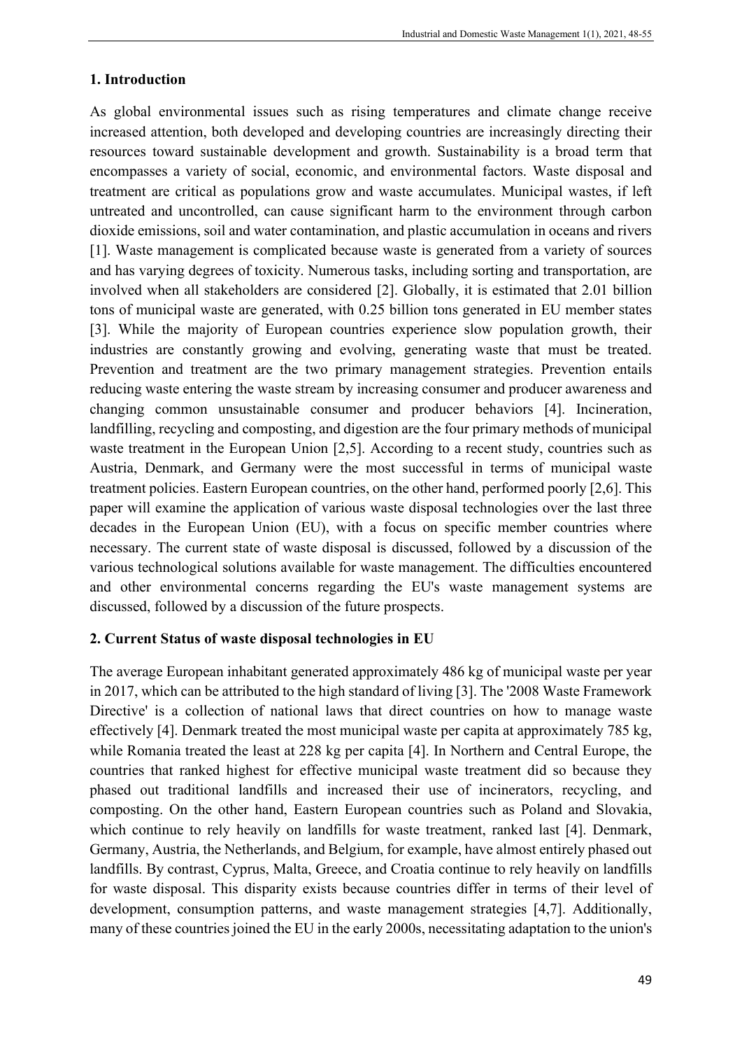## 1. Introduction

As global environmental issues such as rising temperatures and climate change receive increased attention, both developed and developing countries are increasingly directing their resources toward sustainable development and growth. Sustainability is a broad term that encompasses a variety of social, economic, and environmental factors. Waste disposal and treatment are critical as populations grow and waste accumulates. Municipal wastes, if left untreated and uncontrolled, can cause significant harm to the environment through carbon dioxide emissions, soil and water contamination, and plastic accumulation in oceans and rivers [1]. Waste management is complicated because waste is generated from a variety of sources and has varying degrees of toxicity. Numerous tasks, including sorting and transportation, are involved when all stakeholders are considered [2]. Globally, it is estimated that 2.01 billion tons of municipal waste are generated, with 0.25 billion tons generated in EU member states [3]. While the majority of European countries experience slow population growth, their industries are constantly growing and evolving, generating waste that must be treated. Prevention and treatment are the two primary management strategies. Prevention entails reducing waste entering the waste stream by increasing consumer and producer awareness and changing common unsustainable consumer and producer behaviors [4]. Incineration, landfilling, recycling and composting, and digestion are the four primary methods of municipal waste treatment in the European Union [2,5]. According to a recent study, countries such as Austria, Denmark, and Germany were the most successful in terms of municipal waste treatment policies. Eastern European countries, on the other hand, performed poorly [2,6]. This paper will examine the application of various waste disposal technologies over the last three decades in the European Union (EU), with a focus on specific member countries where necessary. The current state of waste disposal is discussed, followed by a discussion of the various technological solutions available for waste management. The difficulties encountered and other environmental concerns regarding the EU's waste management systems are discussed, followed by a discussion of the future prospects.

## 2. Current Status of waste disposal technologies in EU

The average European inhabitant generated approximately 486 kg of municipal waste per year in 2017, which can be attributed to the high standard of living [3]. The '2008 Waste Framework Directive' is a collection of national laws that direct countries on how to manage waste effectively [4]. Denmark treated the most municipal waste per capita at approximately 785 kg, while Romania treated the least at 228 kg per capita [4]. In Northern and Central Europe, the countries that ranked highest for effective municipal waste treatment did so because they phased out traditional landfills and increased their use of incinerators, recycling, and composting. On the other hand, Eastern European countries such as Poland and Slovakia, which continue to rely heavily on landfills for waste treatment, ranked last [4]. Denmark, Germany, Austria, the Netherlands, and Belgium, for example, have almost entirely phased out landfills. By contrast, Cyprus, Malta, Greece, and Croatia continue to rely heavily on landfills for waste disposal. This disparity exists because countries differ in terms of their level of development, consumption patterns, and waste management strategies [4,7]. Additionally, many of these countries joined the EU in the early 2000s, necessitating adaptation to the union's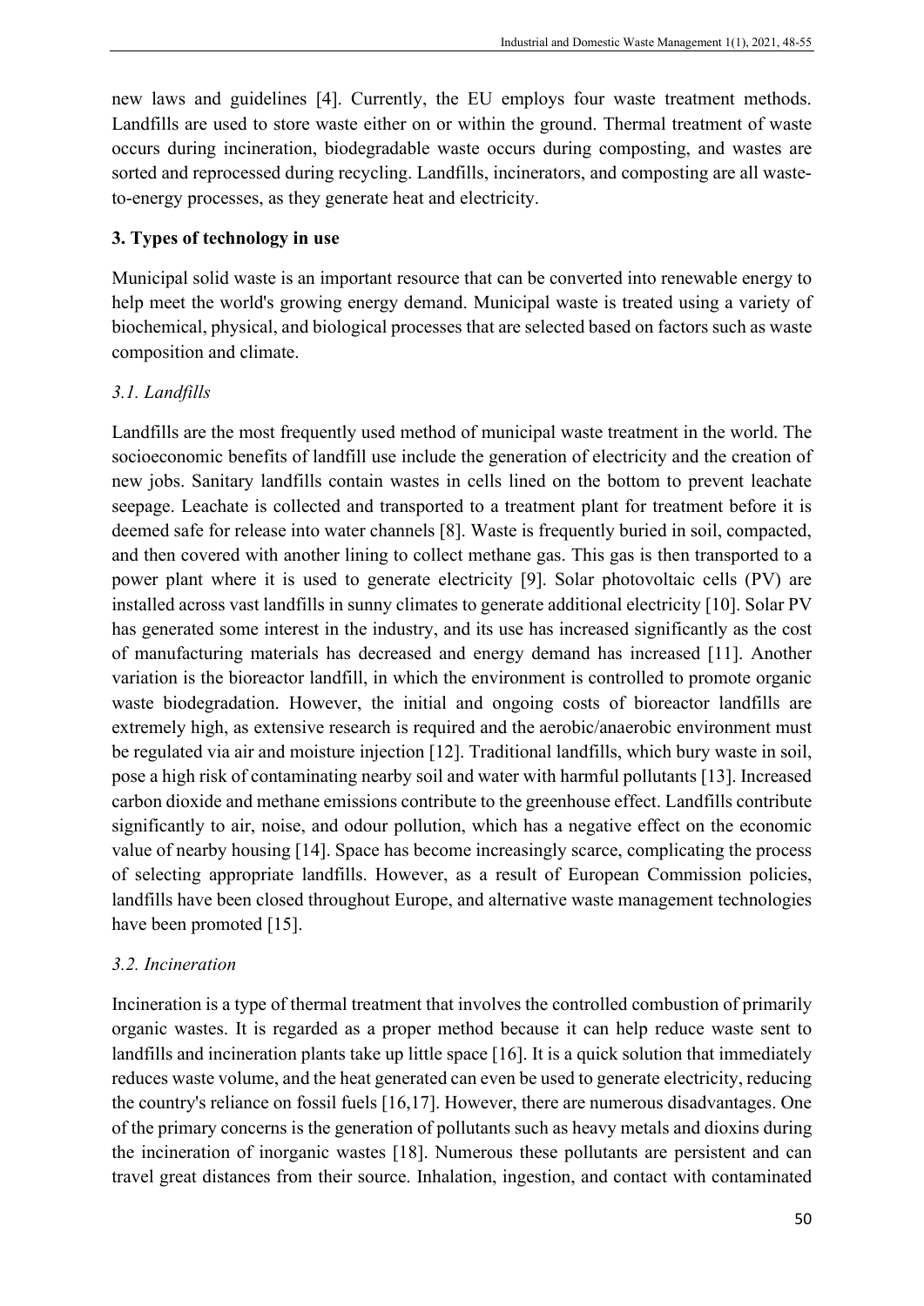new laws and guidelines [4]. Currently, the EU employs four waste treatment methods. Landfills are used to store waste either on or within the ground. Thermal treatment of waste occurs during incineration, biodegradable waste occurs during composting, and wastes are sorted and reprocessed during recycling. Landfills, incinerators, and composting are all waste-to-energy processes, as they generate heat and electricity.

## 3. Types of technology in use

Municipal solid waste is an important resource that can be converted into renewable energy to help meet the world's growing energy demand. Municipal waste is treated using a variety of biochemical, physical, and biological processes that are selected based on factors such as waste composition and climate.

### *3.1. Landfills*

Landfills are the most frequently used method of municipal waste treatment in the world. The socioeconomic benefits of landfill use include the generation of electricity and the creation of new jobs. Sanitary landfills contain wastes in cells lined on the bottom to prevent leachate seepage. Leachate is collected and transported to a treatment plant for treatment before it is deemed safe for release into water channels [8]. Waste is frequently buried in soil, compacted, and then covered with another lining to collect methane gas. This gas is then transported to a power plant where it is used to generate electricity [9]. Solar photovoltaic cells (PV) are installed across vast landfills in sunny climates to generate additional electricity [10]. Solar PV has generated some interest in the industry, and its use has increased significantly as the cost of manufacturing materials has decreased and energy demand has increased [11]. Another variation is the bioreactor landfill, in which the environment is controlled to promote organic waste biodegradation. However, the initial and ongoing costs of bioreactor landfills are extremely high, as extensive research is required and the aerobic/anaerobic environment must be regulated via air and moisture injection [12]. Traditional landfills, which bury waste in soil, pose a high risk of contaminating nearby soil and water with harmful pollutants [13]. Increased carbon dioxide and methane emissions contribute to the greenhouse effect. Landfills contribute significantly to air, noise, and odour pollution, which has a negative effect on the economic value of nearby housing [14]. Space has become increasingly scarce, complicating the process of selecting appropriate landfills. However, as a result of European Commission policies, landfills have been closed throughout Europe, and alternative waste management technologies have been promoted [15].

### *3.2. Incineration*

Incineration is a type of thermal treatment that involves the controlled combustion of primarily organic wastes. It is regarded as a proper method because it can help reduce waste sent to landfills and incineration plants take up little space [16]. It is a quick solution that immediately reduces waste volume, and the heat generated can even be used to generate electricity, reducing the country's reliance on fossil fuels [16,17]. However, there are numerous disadvantages. One of the primary concerns is the generation of pollutants such as heavy metals and dioxins during the incineration of inorganic wastes [18]. Numerous these pollutants are persistent and can travel great distances from their source. Inhalation, ingestion, and contact with contaminated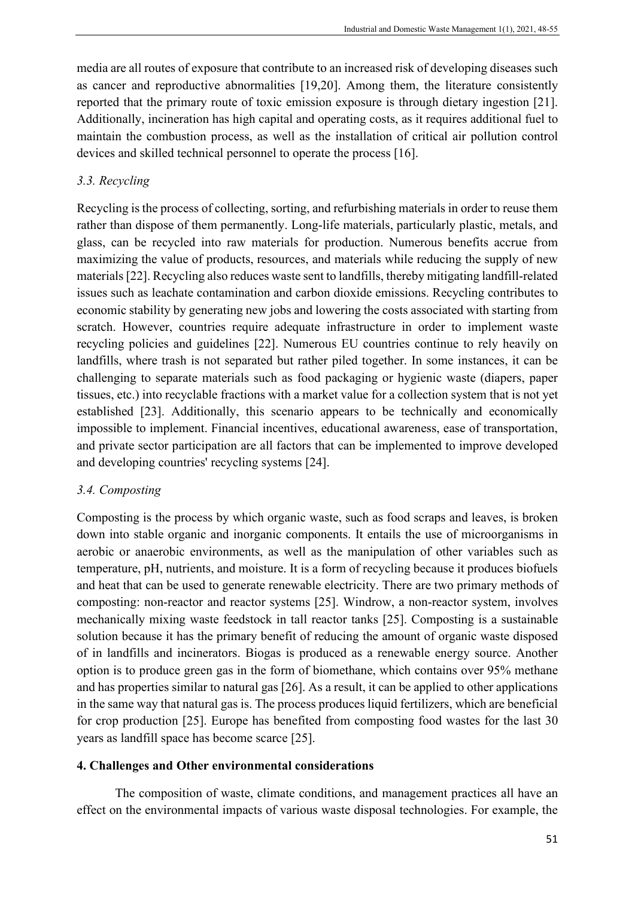media are all routes of exposure that contribute to an increased risk of developing diseases such as cancer and reproductive abnormalities [19,20]. Among them, the literature consistently reported that the primary route of toxic emission exposure is through dietary ingestion [21]. Additionally, incineration has high capital and operating costs, as it requires additional fuel to maintain the combustion process, as well as the installation of critical air pollution control devices and skilled technical personnel to operate the process [16].

### *3.3. Recycling*

Recycling is the process of collecting, sorting, and refurbishing materials in order to reuse them rather than dispose of them permanently. Long-life materials, particularly plastic, metals, and glass, can be recycled into raw materials for production. Numerous benefits accrue from maximizing the value of products, resources, and materials while reducing the supply of new materials [22]. Recycling also reduces waste sent to landfills, thereby mitigating landfill-related issues such as leachate contamination and carbon dioxide emissions. Recycling contributes to economic stability by generating new jobs and lowering the costs associated with starting from scratch. However, countries require adequate infrastructure in order to implement waste recycling policies and guidelines [22]. Numerous EU countries continue to rely heavily on landfills, where trash is not separated but rather piled together. In some instances, it can be challenging to separate materials such as food packaging or hygienic waste (diapers, paper tissues, etc.) into recyclable fractions with a market value for a collection system that is not yet established [23]. Additionally, this scenario appears to be technically and economically impossible to implement. Financial incentives, educational awareness, ease of transportation, and private sector participation are all factors that can be implemented to improve developed and developing countries' recycling systems [24].

### *3.4. Composting*

Composting is the process by which organic waste, such as food scraps and leaves, is broken down into stable organic and inorganic components. It entails the use of microorganisms in aerobic or anaerobic environments, as well as the manipulation of other variables such as temperature, pH, nutrients, and moisture. It is a form of recycling because it produces biofuels and heat that can be used to generate renewable electricity. There are two primary methods of composting: non-reactor and reactor systems [25]. Windrow, a non-reactor system, involves mechanically mixing waste feedstock in tall reactor tanks [25]. Composting is a sustainable solution because it has the primary benefit of reducing the amount of organic waste disposed of in landfills and incinerators. Biogas is produced as a renewable energy source. Another option is to produce green gas in the form of biomethane, which contains over 95% methane and has properties similar to natural gas [26]. As a result, it can be applied to other applications in the same way that natural gas is. The process produces liquid fertilizers, which are beneficial for crop production [25]. Europe has benefited from composting food wastes for the last 30 years as landfill space has become scarce [25].

## **4. Challenges and Other environmental considerations**

The composition of waste, climate conditions, and management practices all have an effect on the environmental impacts of various waste disposal technologies. For example, the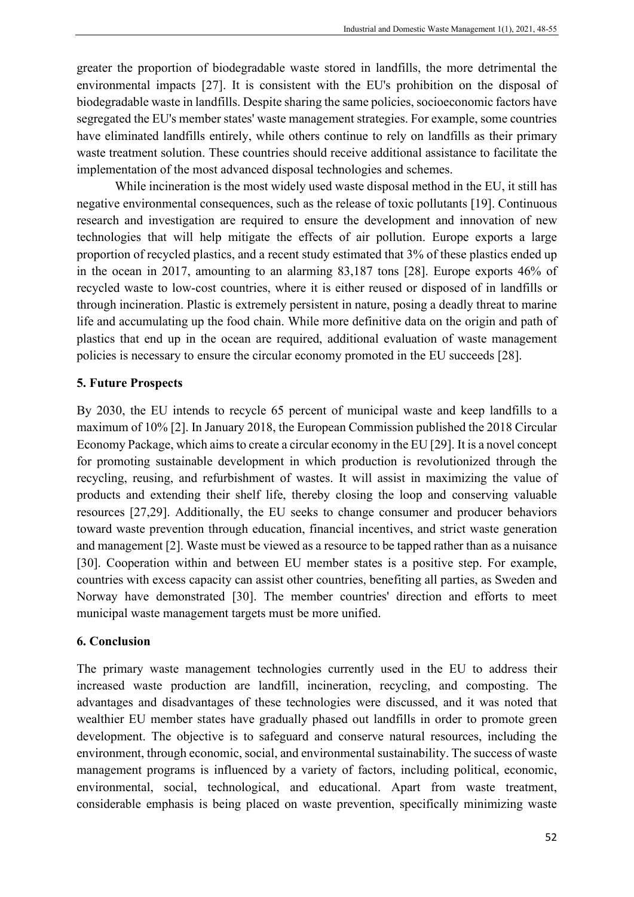greater the proportion of biodegradable waste stored in landfills, the more detrimental the environmental impacts [27]. It is consistent with the EU's prohibition on the disposal of biodegradable waste in landfills. Despite sharing the same policies, socioeconomic factors have segregated the EU's member states' waste management strategies. For example, some countries have eliminated landfills entirely, while others continue to rely on landfills as their primary waste treatment solution. These countries should receive additional assistance to facilitate the implementation of the most advanced disposal technologies and schemes.

While incineration is the most widely used waste disposal method in the EU, it still has negative environmental consequences, such as the release of toxic pollutants [19]. Continuous research and investigation are required to ensure the development and innovation of new technologies that will help mitigate the effects of air pollution. Europe exports a large proportion of recycled plastics, and a recent study estimated that 3% of these plastics ended up in the ocean in 2017, amounting to an alarming 83,187 tons [28]. Europe exports 46% of recycled waste to low-cost countries, where it is either reused or disposed of in landfills or through incineration. Plastic is extremely persistent in nature, posing a deadly threat to marine life and accumulating up the food chain. While more definitive data on the origin and path of plastics that end up in the ocean are required, additional evaluation of waste management policies is necessary to ensure the circular economy promoted in the EU succeeds [28].

## 5. Future Prospects

By 2030, the EU intends to recycle 65 percent of municipal waste and keep landfills to a maximum of 10% [2]. In January 2018, the European Commission published the 2018 Circular Economy Package, which aims to create a circular economy in the EU [29]. It is a novel concept for promoting sustainable development in which production is revolutionized through the recycling, reusing, and refurbishment of wastes. It will assist in maximizing the value of products and extending their shelf life, thereby closing the loop and conserving valuable resources [27,29]. Additionally, the EU seeks to change consumer and producer behaviors toward waste prevention through education, financial incentives, and strict waste generation and management [2]. Waste must be viewed as a resource to be tapped rather than as a nuisance [30]. Cooperation within and between EU member states is a positive step. For example, countries with excess capacity can assist other countries, benefiting all parties, as Sweden and Norway have demonstrated [30]. The member countries' direction and efforts to meet municipal waste management targets must be more unified.

## 6. Conclusion

The primary waste management technologies currently used in the EU to address their increased waste production are landfill, incineration, recycling, and composting. The advantages and disadvantages of these technologies were discussed, and it was noted that wealthier EU member states have gradually phased out landfills in order to promote green development. The objective is to safeguard and conserve natural resources, including the environment, through economic, social, and environmental sustainability. The success of waste management programs is influenced by a variety of factors, including political, economic, environmental, social, technological, and educational. Apart from waste treatment, considerable emphasis is being placed on waste prevention, specifically minimizing waste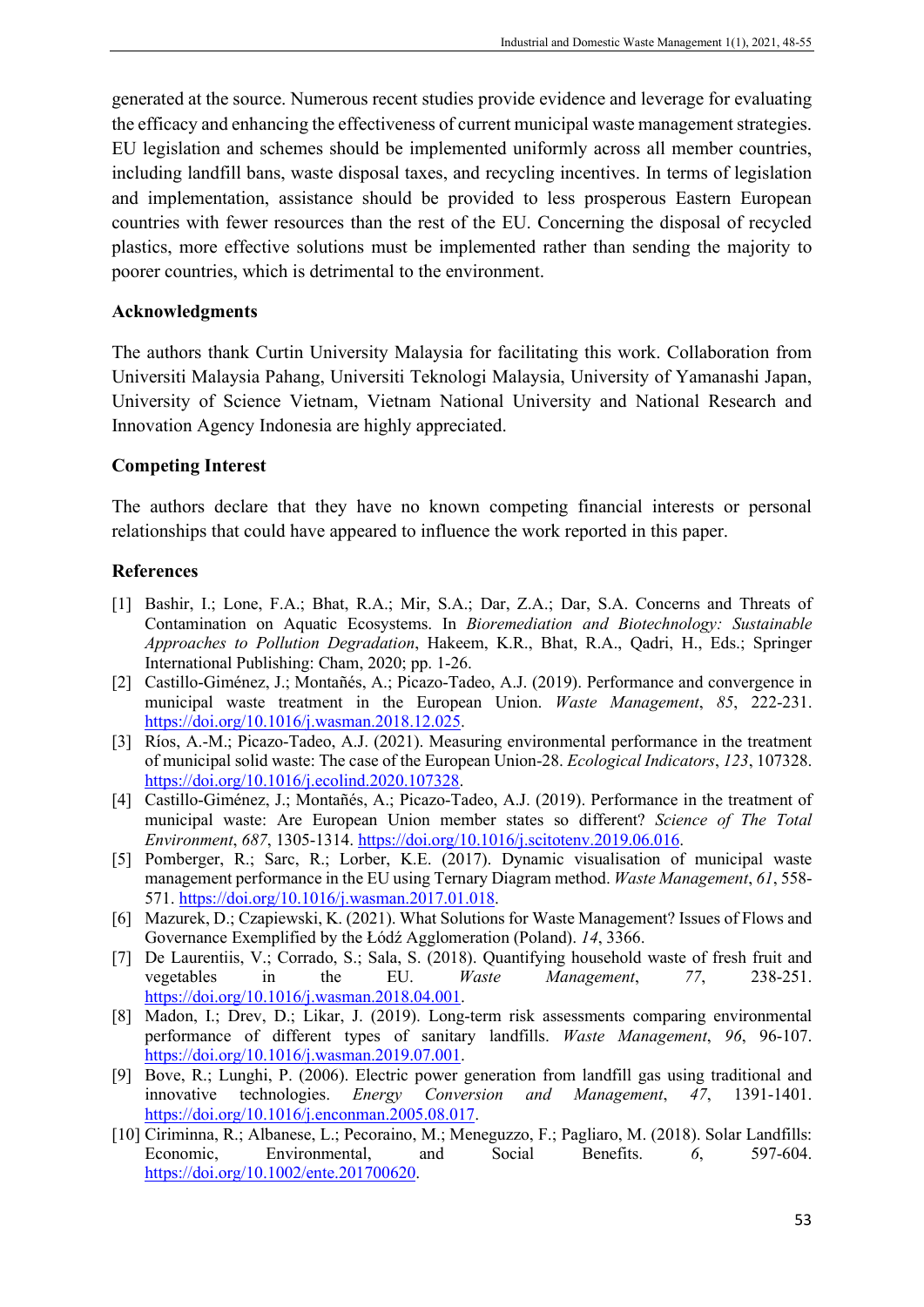generated at the source. Numerous recent studies provide evidence and leverage for evaluating the efficacy and enhancing the effectiveness of current municipal waste management strategies. EU legislation and schemes should be implemented uniformly across all member countries, including landfill bans, waste disposal taxes, and recycling incentives. In terms of legislation and implementation, assistance should be provided to less prosperous Eastern European countries with fewer resources than the rest of the EU. Concerning the disposal of recycled plastics, more effective solutions must be implemented rather than sending the majority to poorer countries, which is detrimental to the environment.

## Acknowledgments

The authors thank Curtin University Malaysia for facilitating this work. Collaboration from Universiti Malaysia Pahang, Universiti Teknologi Malaysia, University of Yamanashi Japan, University of Science Vietnam, Vietnam National University and National Research and Innovation Agency Indonesia are highly appreciated.

## Competing Interest

The authors declare that they have no known competing financial interests or personal relationships that could have appeared to influence the work reported in this paper.

## References

[1] Bashir, I.; Lone, F.A.; Bhat, R.A.; Mir, S.A.; Dar, Z.A.; Dar, S.A. Concerns and Threats of Contamination on Aquatic Ecosystems. In *Bioremediation and Biotechnology: Sustainable Approaches to Pollution Degradation*, Hakeem, K.R., Bhat, R.A., Qadri, H., Eds.; Springer International Publishing: Cham, 2020; pp. 1-26.

[2] Castillo-Giménez, J.; Montañés, A.; Picazo-Tadeo, A.J. (2019). Performance and convergence in municipal waste treatment in the European Union. *Waste Management*, *85*, 222-231. https://doi.org/10.1016/j.wasman.2018.12.025.

[3] Ríos, A.-M.; Picazo-Tadeo, A.J. (2021). Measuring environmental performance in the treatment of municipal solid waste: The case of the European Union-28. *Ecological Indicators*, *123*, 107328. https://doi.org/10.1016/j.ecolind.2020.107328.

[4] Castillo-Giménez, J.; Montañés, A.; Picazo-Tadeo, A.J. (2019). Performance in the treatment of municipal waste: Are European Union member states so different? *Science of The Total Environment*, *687*, 1305-1314. https://doi.org/10.1016/j.scitotenv.2019.06.016.

[5] Pomberger, R.; Sarc, R.; Lorber, K.E. (2017). Dynamic visualisation of municipal waste management performance in the EU using Ternary Diagram method. *Waste Management*, *61*, 558-571. https://doi.org/10.1016/j.wasman.2017.01.018.

[6] Mazurek, D.; Czapiewski, K. (2021). What Solutions for Waste Management? Issues of Flows and Governance Exemplified by the Łódź Agglomeration (Poland). *14*, 3366.

[7] De Laurentiis, V.; Corrado, S.; Sala, S. (2018). Quantifying household waste of fresh fruit and vegetables in the EU. *Waste Management*, *77*, 238-251. https://doi.org/10.1016/j.wasman.2018.04.001.

[8] Madon, I.; Drev, D.; Likar, J. (2019). Long-term risk assessments comparing environmental performance of different types of sanitary landfills. *Waste Management*, *96*, 96-107. https://doi.org/10.1016/j.wasman.2019.07.001.

[9] Bove, R.; Lunghi, P. (2006). Electric power generation from landfill gas using traditional and innovative technologies. *Energy Conversion and Management*, *47*, 1391-1401. https://doi.org/10.1016/j.enconman.2005.08.017.

[10] Ciriminna, R.; Albanese, L.; Pecoraino, M.; Meneguzzo, F.; Pagliaro, M. (2018). Solar Landfills: Economic, Environmental, and Social Benefits. *6*, 597-604. https://doi.org/10.1002/ente.201700620.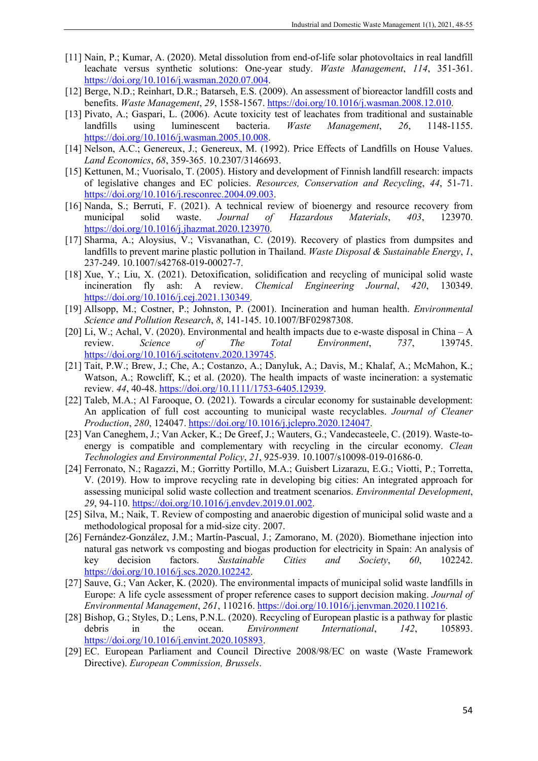[11] Nain, P.; Kumar, A. (2020). Metal dissolution from end-of-life solar photovoltaics in real landfill leachate versus synthetic solutions: One-year study. *Waste Management*, *114*, 351-361. https://doi.org/10.1016/j.wasman.2020.07.004.

[12] Berge, N.D.; Reinhart, D.R.; Batarseh, E.S. (2009). An assessment of bioreactor landfill costs and benefits. *Waste Management*, *29*, 1558-1567. https://doi.org/10.1016/j.wasman.2008.12.010.

[13] Pivato, A.; Gaspari, L. (2006). Acute toxicity test of leachates from traditional and sustainable landfills using luminescent bacteria. *Waste Management*, *26*, 1148-1155. https://doi.org/10.1016/j.wasman.2005.10.008.

[14] Nelson, A.C.; Genereux, J.; Genereux, M. (1992). Price Effects of Landfills on House Values. *Land Economics*, *68*, 359-365. 10.2307/3146693.

[15] Kettunen, M.; Vuorisalo, T. (2005). History and development of Finnish landfill research: impacts of legislative changes and EC policies. *Resources, Conservation and Recycling*, *44*, 51-71. https://doi.org/10.1016/j.resconrec.2004.09.003.

[16] Nanda, S.; Berruti, F. (2021). A technical review of bioenergy and resource recovery from municipal solid waste. *Journal of Hazardous Materials*, *403*, 123970. https://doi.org/10.1016/j.jhazmat.2020.123970.

[17] Sharma, A.; Aloysius, V.; Visvanathan, C. (2019). Recovery of plastics from dumpsites and landfills to prevent marine plastic pollution in Thailand. *Waste Disposal & Sustainable Energy*, *1*, 237-249. 10.1007/s42768-019-00027-7.

[18] Xue, Y.; Liu, X. (2021). Detoxification, solidification and recycling of municipal solid waste incineration fly ash: A review. *Chemical Engineering Journal*, *420*, 130349. https://doi.org/10.1016/j.cej.2021.130349.

[19] Allsopp, M.; Costner, P.; Johnston, P. (2001). Incineration and human health. *Environmental Science and Pollution Research*, *8*, 141-145. 10.1007/BF02987308.

[20] Li, W.; Achal, V. (2020). Environmental and health impacts due to e-waste disposal in China – A review. *Science of The Total Environment*, *737*, 139745. https://doi.org/10.1016/j.scitotenv.2020.139745.

[21] Tait, P.W.; Brew, J.; Che, A.; Costanzo, A.; Danyluk, A.; Davis, M.; Khalaf, A.; McMahon, K.; Watson, A.; Rowcliff, K.; et al. (2020). The health impacts of waste incineration: a systematic review. *44*, 40-48. https://doi.org/10.1111/1753-6405.12939.

[22] Taleb, M.A.; Al Farooque, O. (2021). Towards a circular economy for sustainable development: An application of full cost accounting to municipal waste recyclables. *Journal of Cleaner Production*, *280*, 124047. https://doi.org/10.1016/j.jclepro.2020.124047.

[23] Van Caneghem, J.; Van Acker, K.; De Greef, J.; Wauters, G.; Vandecasteele, C. (2019). Waste-to-energy is compatible and complementary with recycling in the circular economy. *Clean Technologies and Environmental Policy*, *21*, 925-939. 10.1007/s10098-019-01686-0.

[24] Ferronato, N.; Ragazzi, M.; Gorritty Portillo, M.A.; Guisbert Lizarazu, E.G.; Viotti, P.; Torretta, V. (2019). How to improve recycling rate in developing big cities: An integrated approach for assessing municipal solid waste collection and treatment scenarios. *Environmental Development*, *29*, 94-110. https://doi.org/10.1016/j.envdev.2019.01.002.

[25] Silva, M.; Naik, T. Review of composting and anaerobic digestion of municipal solid waste and a methodological proposal for a mid-size city. 2007.

[26] Fernández-González, J.M.; Martín-Pascual, J.; Zamorano, M. (2020). Biomethane injection into natural gas network vs composting and biogas production for electricity in Spain: An analysis of key decision factors. *Sustainable Cities and Society*, *60*, 102242. https://doi.org/10.1016/j.scs.2020.102242.

[27] Sauve, G.; Van Acker, K. (2020). The environmental impacts of municipal solid waste landfills in Europe: A life cycle assessment of proper reference cases to support decision making. *Journal of Environmental Management*, *261*, 110216. https://doi.org/10.1016/j.jenvman.2020.110216.

[28] Bishop, G.; Styles, D.; Lens, P.N.L. (2020). Recycling of European plastic is a pathway for plastic debris in the ocean. *Environment International*, *142*, 105893. https://doi.org/10.1016/j.envint.2020.105893.

[29] EC. European Parliament and Council Directive 2008/98/EC on waste (Waste Framework Directive). *European Commission, Brussels*.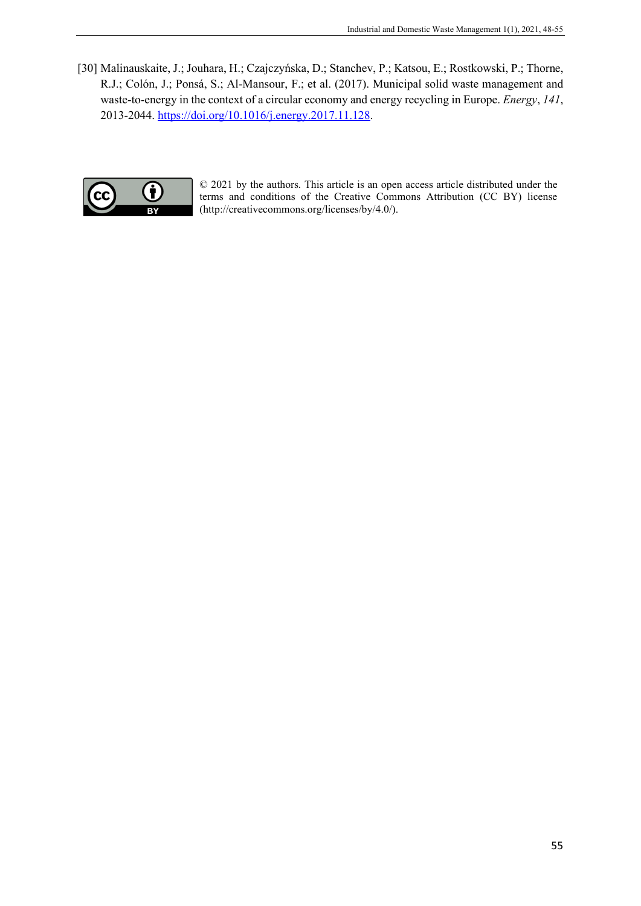[30] Malinauskaite, J.; Jouhara, H.; Czajczyńska, D.; Stanchev, P.; Katsou, E.; Rostkowski, P.; Thorne, R.J.; Colón, J.; Ponsá, S.; Al-Mansour, F.; et al. (2017). Municipal solid waste management and waste-to-energy in the context of a circular economy and energy recycling in Europe. *Energy*, *141*, 2013-2044. https://doi.org/10.1016/j.energy.2017.11.128.

© 2021 by the authors. This article is an open access article distributed under the terms and conditions of the Creative Commons Attribution (CC BY) license (http://creativecommons.org/licenses/by/4.0/).